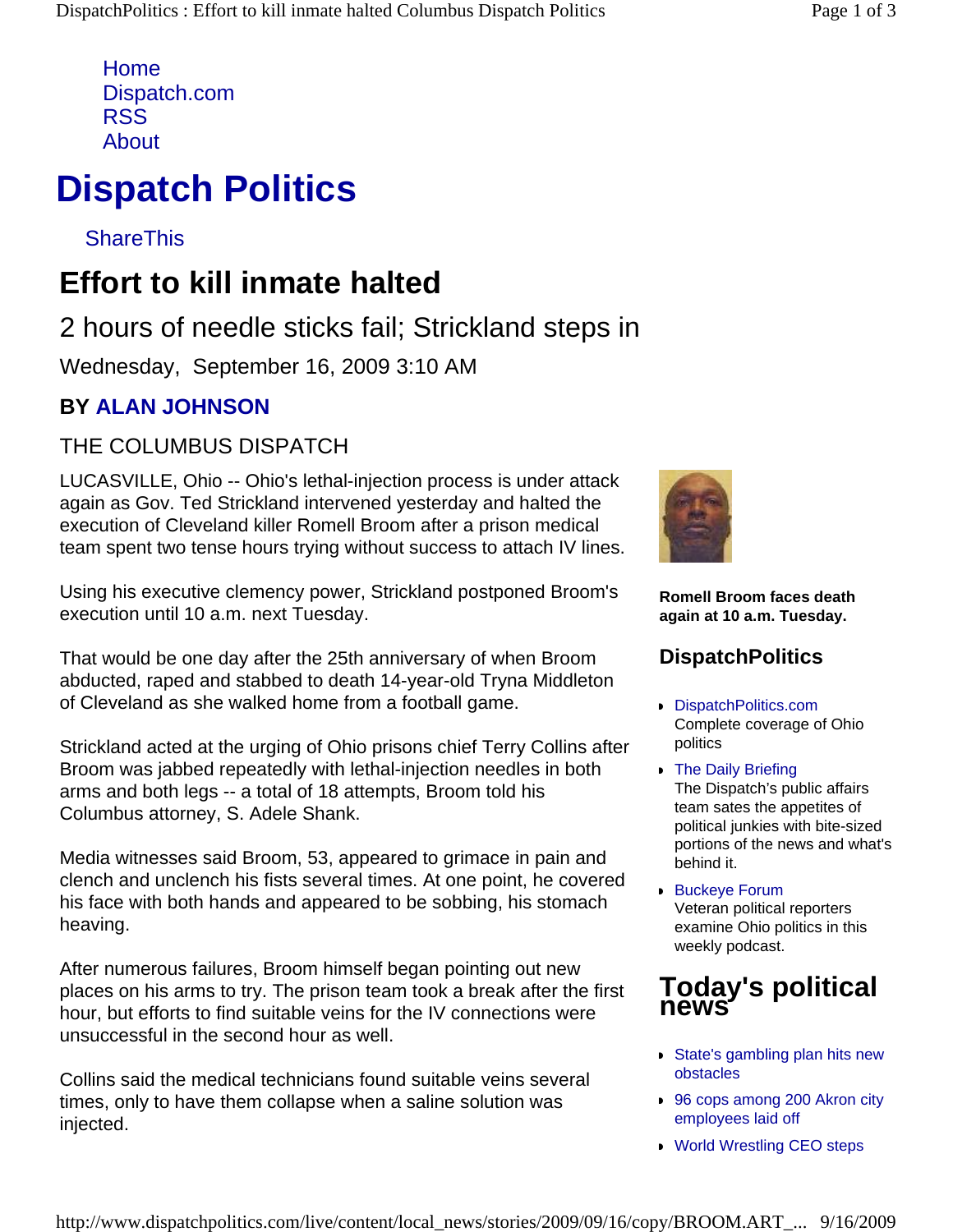Home
Dispatch.com
RSS
About

# Dispatch Politics

ShareThis

## Effort to kill inmate halted

### 2 hours of needle sticks fail; Strickland steps in

Wednesday, September 16, 2009 3:10 AM

**BY ALAN JOHNSON**

THE COLUMBUS DISPATCH

LUCASVILLE, Ohio -- Ohio's lethal-injection process is under attack again as Gov. Ted Strickland intervened yesterday and halted the execution of Cleveland killer Romell Broom after a prison medical team spent two tense hours trying without success to attach IV lines.

Using his executive clemency power, Strickland postponed Broom's execution until 10 a.m. next Tuesday.

That would be one day after the 25th anniversary of when Broom abducted, raped and stabbed to death 14-year-old Tryna Middleton of Cleveland as she walked home from a football game.

Strickland acted at the urging of Ohio prisons chief Terry Collins after Broom was jabbed repeatedly with lethal-injection needles in both arms and both legs -- a total of 18 attempts, Broom told his Columbus attorney, S. Adele Shank.

Media witnesses said Broom, 53, appeared to grimace in pain and clench and unclench his fists several times. At one point, he covered his face with both hands and appeared to be sobbing, his stomach heaving.

After numerous failures, Broom himself began pointing out new places on his arms to try. The prison team took a break after the first hour, but efforts to find suitable veins for the IV connections were unsuccessful in the second hour as well.

Collins said the medical technicians found suitable veins several times, only to have them collapse when a saline solution was injected.

**Romell Broom faces death again at 10 a.m. Tuesday.**

### DispatchPolitics

- DispatchPolitics.com
  Complete coverage of Ohio politics
- The Daily Briefing
  The Dispatch's public affairs team sates the appetites of political junkies with bite-sized portions of the news and what's behind it.
- Buckeye Forum
  Veteran political reporters examine Ohio politics in this weekly podcast.

## Today's political news

- State's gambling plan hits new obstacles
- 96 cops among 200 Akron city employees laid off
- World Wrestling CEO steps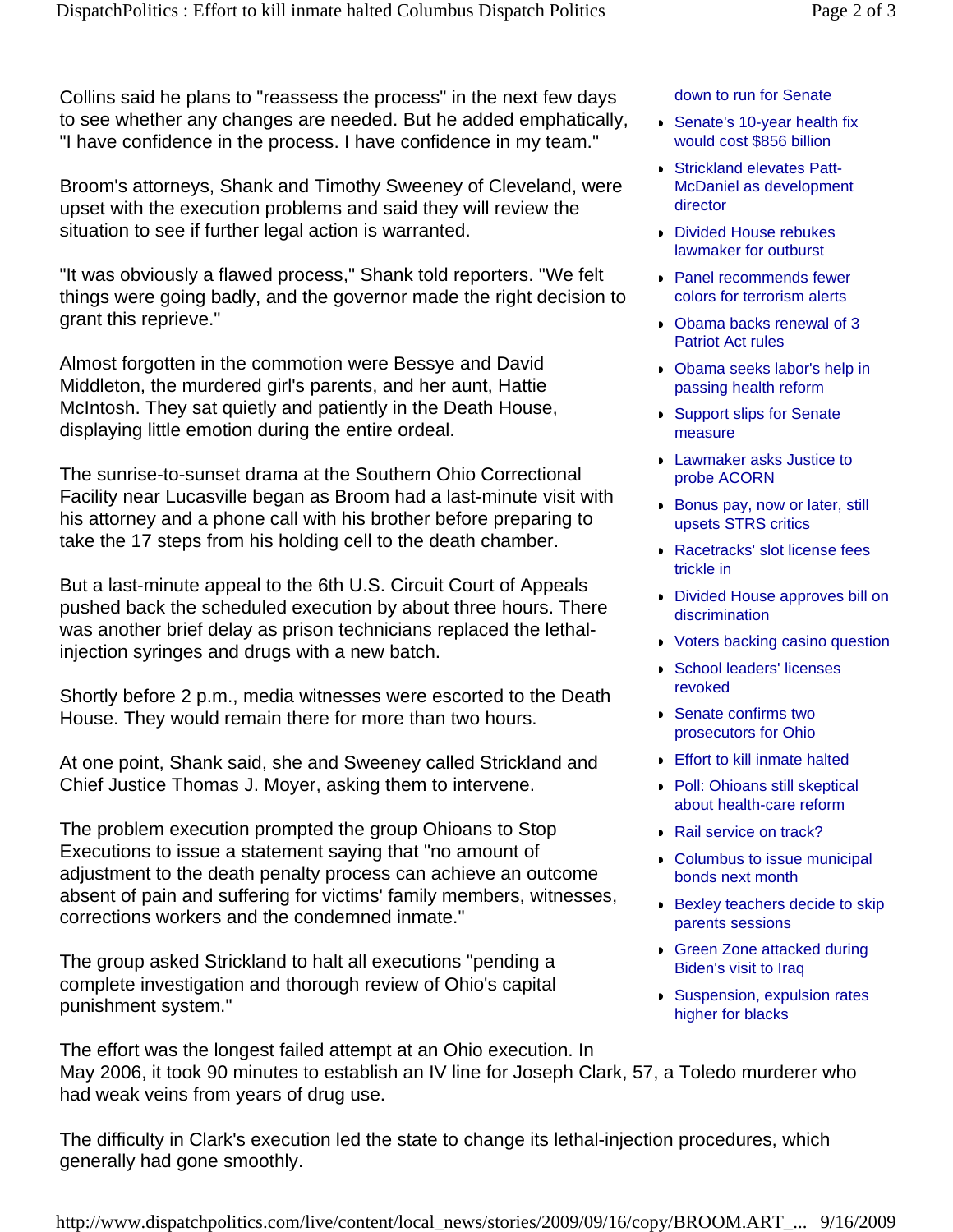Collins said he plans to "reassess the process" in the next few days to see whether any changes are needed. But he added emphatically, "I have confidence in the process. I have confidence in my team."

Broom's attorneys, Shank and Timothy Sweeney of Cleveland, were upset with the execution problems and said they will review the situation to see if further legal action is warranted.

"It was obviously a flawed process," Shank told reporters. "We felt things were going badly, and the governor made the right decision to grant this reprieve."

Almost forgotten in the commotion were Bessye and David Middleton, the murdered girl's parents, and her aunt, Hattie McIntosh. They sat quietly and patiently in the Death House, displaying little emotion during the entire ordeal.

The sunrise-to-sunset drama at the Southern Ohio Correctional Facility near Lucasville began as Broom had a last-minute visit with his attorney and a phone call with his brother before preparing to take the 17 steps from his holding cell to the death chamber.

But a last-minute appeal to the 6th U.S. Circuit Court of Appeals pushed back the scheduled execution by about three hours. There was another brief delay as prison technicians replaced the lethal-injection syringes and drugs with a new batch.

Shortly before 2 p.m., media witnesses were escorted to the Death House. They would remain there for more than two hours.

At one point, Shank said, she and Sweeney called Strickland and Chief Justice Thomas J. Moyer, asking them to intervene.

The problem execution prompted the group Ohioans to Stop Executions to issue a statement saying that "no amount of adjustment to the death penalty process can achieve an outcome absent of pain and suffering for victims' family members, witnesses, corrections workers and the condemned inmate."

The group asked Strickland to halt all executions "pending a complete investigation and thorough review of Ohio's capital punishment system."

The effort was the longest failed attempt at an Ohio execution. In May 2006, it took 90 minutes to establish an IV line for Joseph Clark, 57, a Toledo murderer who had weak veins from years of drug use.

The difficulty in Clark's execution led the state to change its lethal-injection procedures, which generally had gone smoothly.

down to run for Senate

- Senate's 10-year health fix would cost $856 billion
- Strickland elevates Patt-McDaniel as development director
- Divided House rebukes lawmaker for outburst
- Panel recommends fewer colors for terrorism alerts
- Obama backs renewal of 3 Patriot Act rules
- Obama seeks labor's help in passing health reform
- Support slips for Senate measure
- Lawmaker asks Justice to probe ACORN
- Bonus pay, now or later, still upsets STRS critics
- Racetracks' slot license fees trickle in
- Divided House approves bill on discrimination
- Voters backing casino question
- School leaders' licenses revoked
- Senate confirms two prosecutors for Ohio
- Effort to kill inmate halted
- Poll: Ohioans still skeptical about health-care reform
- Rail service on track?
- Columbus to issue municipal bonds next month
- Bexley teachers decide to skip parents sessions
- Green Zone attacked during Biden's visit to Iraq
- Suspension, expulsion rates higher for blacks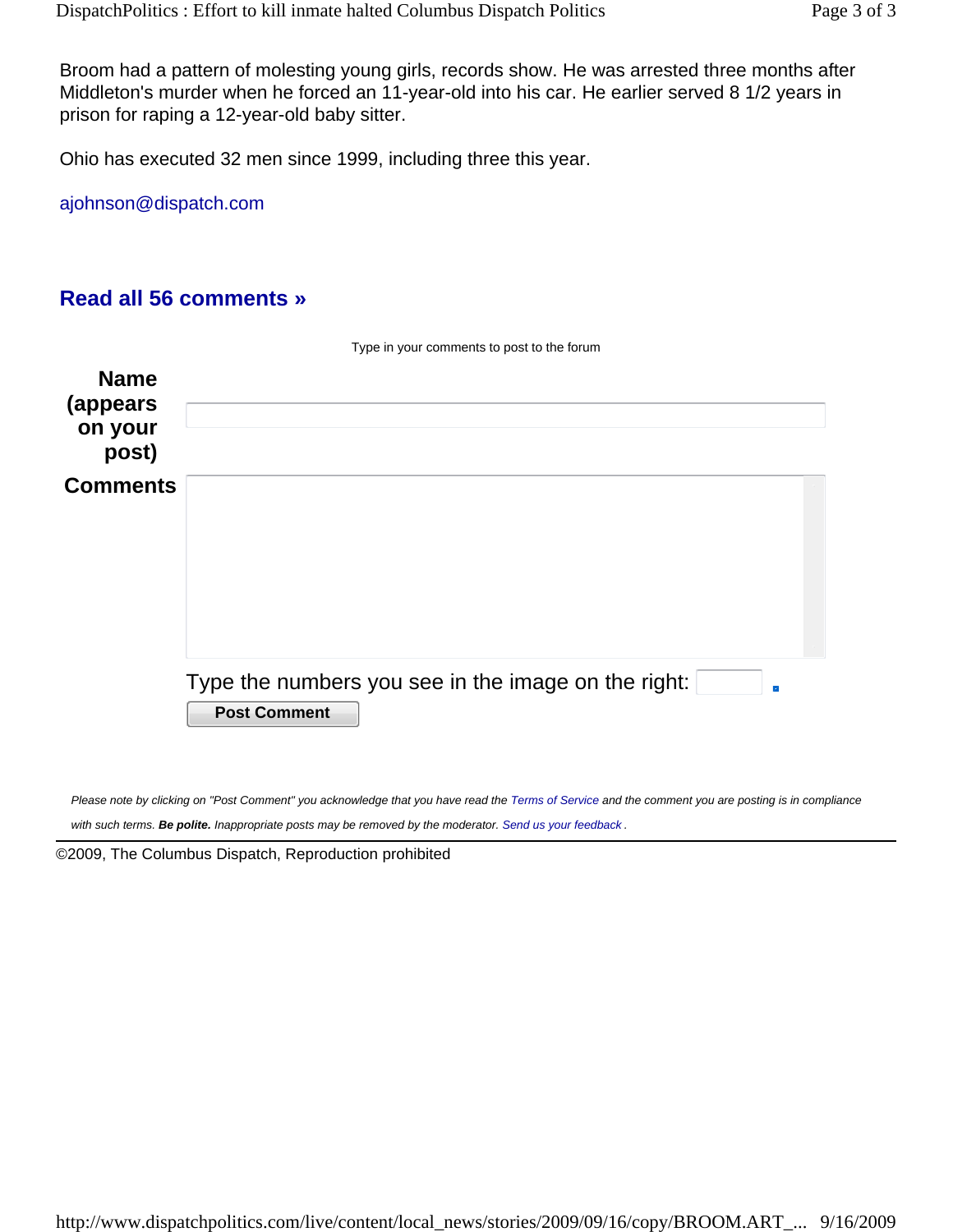Broom had a pattern of molesting young girls, records show. He was arrested three months after Middleton's murder when he forced an 11-year-old into his car. He earlier served 8 1/2 years in prison for raping a 12-year-old baby sitter.

Ohio has executed 32 men since 1999, including three this year.

ajohnson@dispatch.com

## Read all 56 comments »

Type in your comments to post to the forum

**Name (appears on your post)**

**Comments**

Type the numbers you see in the image on the right:

**Post Comment**

*Please note by clicking on "Post Comment" you acknowledge that you have read the Terms of Service and the comment you are posting is in compliance with such terms.* ***Be polite.*** *Inappropriate posts may be removed by the moderator. Send us your feedback .*

©2009, The Columbus Dispatch, Reproduction prohibited